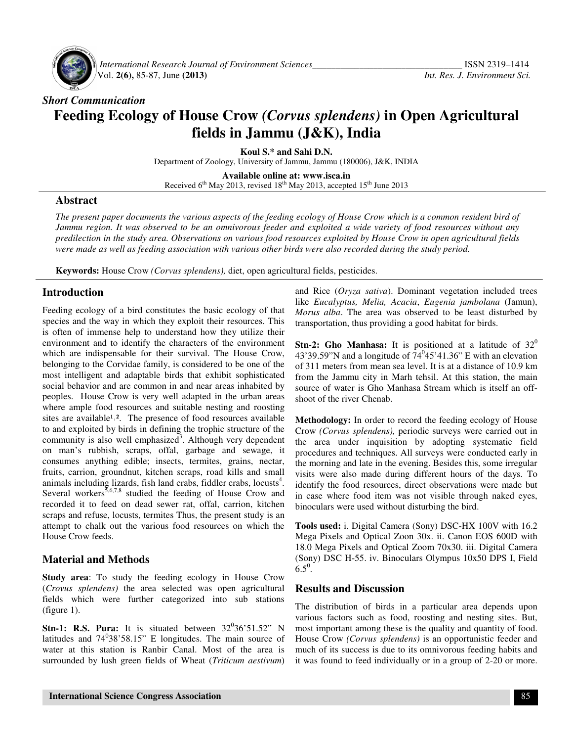*Short Communication*

# Feeding Ecology of House Crow *(Corvus splendens)* in Open Agricultural fields in Jammu (J&K), India

**Koul S.* and Sahi D.N.**

Department of Zoology, University of Jammu, Jammu (180006), J&K, INDIA

**Available online at: www.isca.in**

Received 6th May 2013, revised 18th May 2013, accepted 15th June 2013

## Abstract

*The present paper documents the various aspects of the feeding ecology of House Crow which is a common resident bird of Jammu region. It was observed to be an omnivorous feeder and exploited a wide variety of food resources without any predilection in the study area. Observations on various food resources exploited by House Crow in open agricultural fields were made as well as feeding association with various other birds were also recorded during the study period.*

**Keywords:** House Crow *(Corvus splendens),* diet, open agricultural fields, pesticides.

## Introduction

Feeding ecology of a bird constitutes the basic ecology of that species and the way in which they exploit their resources. This is often of immense help to understand how they utilize their environment and to identify the characters of the environment which are indispensable for their survival. The House Crow, belonging to the Corvidae family, is considered to be one of the most intelligent and adaptable birds that exhibit sophisticated social behavior and are common in and near areas inhabited by peoples. House Crow is very well adapted in the urban areas where ample food resources and suitable nesting and roosting sites are available[1,2]. The presence of food resources available to and exploited by birds in defining the trophic structure of the community is also well emphasized[3]. Although very dependent on man's rubbish, scraps, offal, garbage and sewage, it consumes anything edible; insects, termites, grains, nectar, fruits, carrion, groundnut, kitchen scraps, road kills and small animals including lizards, fish land crabs, fiddler crabs, locusts[4]. Several workers[5,6,7,8] studied the feeding of House Crow and recorded it to feed on dead sewer rat, offal, carrion, kitchen scraps and refuse, locusts, termites Thus, the present study is an attempt to chalk out the various food resources on which the House Crow feeds.

## Material and Methods

**Study area**: To study the feeding ecology in House Crow (*Crovus splendens)* the area selected was open agricultural fields which were further categorized into sub stations (figure 1).

**Stn-1: R.S. Pura:** It is situated between 32°36'51.52" N latitudes and 74°38'58.15" E longitudes. The main source of water at this station is Ranbir Canal. Most of the area is surrounded by lush green fields of Wheat (*Triticum aestivum*) and Rice (*Oryza sativa*). Dominant vegetation included trees like *Eucalyptus, Melia, Acacia*, *Eugenia jambolana* (Jamun), *Morus alba*. The area was observed to be least disturbed by transportation, thus providing a good habitat for birds.

**Stn-2: Gho Manhasa:** It is positioned at a latitude of 32° 43'39.59"N and a longitude of 74°45'41.36" E with an elevation of 311 meters from mean sea level. It is at a distance of 10.9 km from the Jammu city in Marh tehsil. At this station, the main source of water is Gho Manhasa Stream which is itself an off-shoot of the river Chenab.

**Methodology:** In order to record the feeding ecology of House Crow *(Corvus splendens),* periodic surveys were carried out in the area under inquisition by adopting systematic field procedures and techniques. All surveys were conducted early in the morning and late in the evening. Besides this, some irregular visits were also made during different hours of the days. To identify the food resources, direct observations were made but in case where food item was not visible through naked eyes, binoculars were used without disturbing the bird.

**Tools used:** i. Digital Camera (Sony) DSC-HX 100V with 16.2 Mega Pixels and Optical Zoon 30x. ii. Canon EOS 600D with 18.0 Mega Pixels and Optical Zoom 70x30. iii. Digital Camera (Sony) DSC H-55. iv. Binoculars Olympus 10x50 DPS I, Field 6.5°.

## Results and Discussion

The distribution of birds in a particular area depends upon various factors such as food, roosting and nesting sites. But, most important among these is the quality and quantity of food. House Crow *(Corvus splendens)* is an opportunistic feeder and much of its success is due to its omnivorous feeding habits and it was found to feed individually or in a group of 2-20 or more.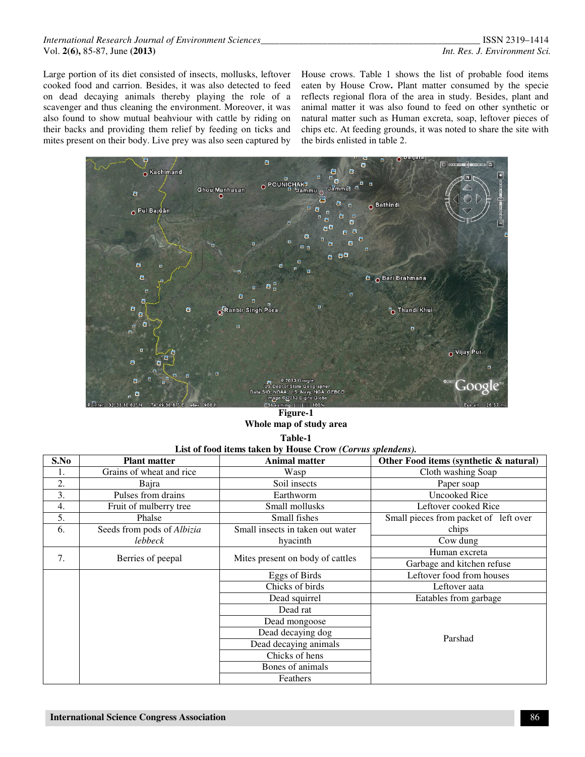Large portion of its diet consisted of insects, mollusks, leftover cooked food and carrion. Besides, it was also detected to feed on dead decaying animals thereby playing the role of a scavenger and thus cleaning the environment. Moreover, it was also found to show mutual beahviour with cattle by riding on their backs and providing them relief by feeding on ticks and mites present on their body. Live prey was also seen captured by House crows. Table 1 shows the list of probable food items eaten by House Crow**.** Plant matter consumed by the specie reflects regional flora of the area in study. Besides, plant and animal matter it was also found to feed on other synthetic or natural matter such as Human excreta, soap, leftover pieces of chips etc. At feeding grounds, it was noted to share the site with the birds enlisted in table 2.

**Figure-1**
**Whole map of study area**

**Table-1**
**List of food items taken by House Crow *(Corvus splendens).***

| S.No | Plant matter | Animal matter | Other Food items (synthetic & natural) |
|---|---|---|---|
| 1. | Grains of wheat and rice | Wasp | Cloth washing Soap |
| 2. | Bajra | Soil insects | Paper soap |
| 3. | Pulses from drains | Earthworm | Uncooked Rice |
| 4. | Fruit of mulberry tree | Small mollusks | Leftover cooked Rice |
| 5. | Phalse | Small fishes | Small pieces from packet of left over chips |
| 6. | Seeds from pods of *Albizia lebbeck* | Small insects in taken out water hyacinth | Cow dung |
| 7. | Berries of peepal | Mites present on body of cattles | Human excreta |
| | | | Garbage and kitchen refuse |
| | | Eggs of Birds | Leftover food from houses |
| | | Chicks of birds | Leftover aata |
| | | Dead squirrel | Eatables from garbage |
| | | Dead rat | Parshad |
| | | Dead mongoose | |
| | | Dead decaying dog | |
| | | Dead decaying animals | |
| | | Chicks of hens | |
| | | Bones of animals | |
| | | Feathers | |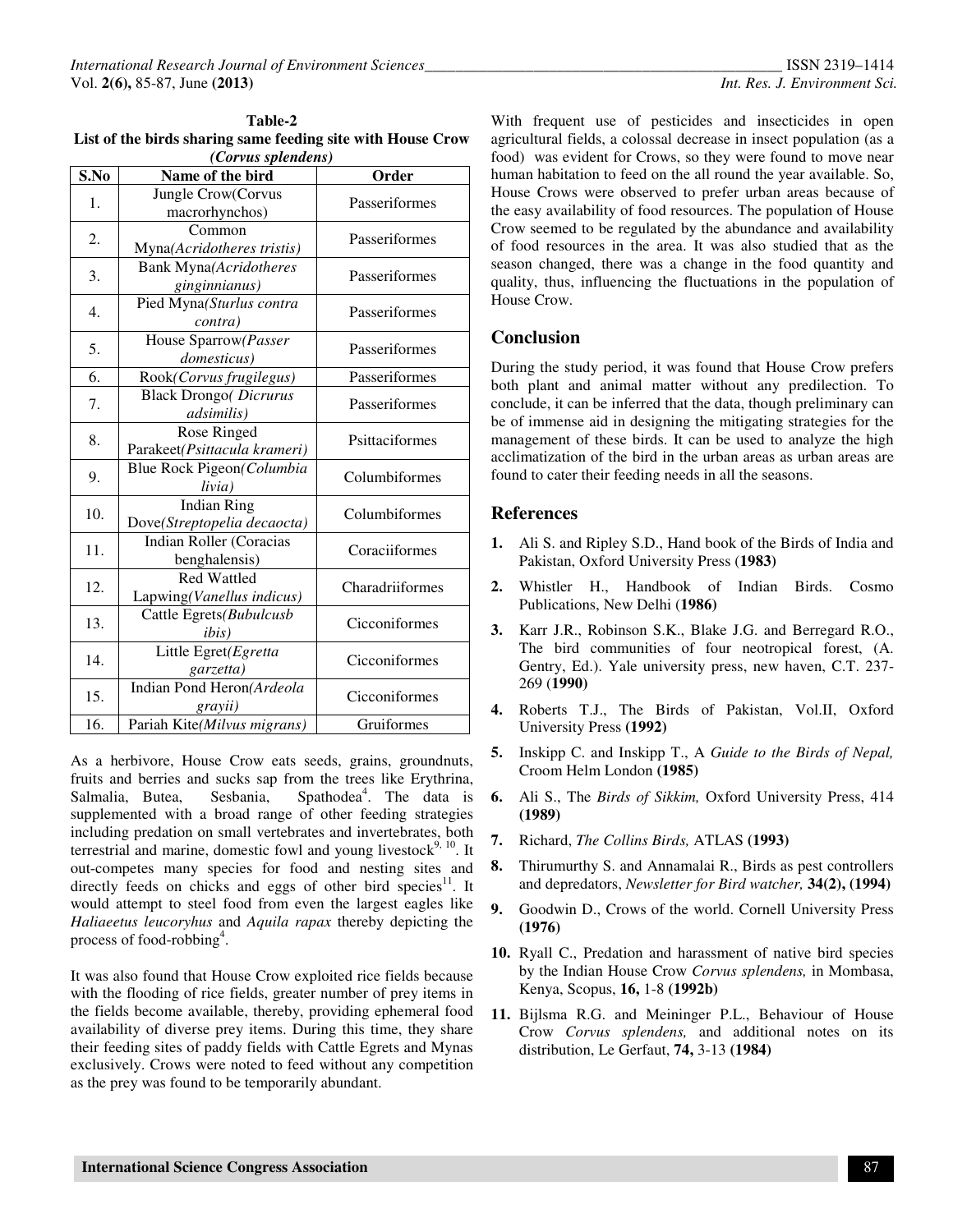**Table-2**
**List of the birds sharing same feeding site with House Crow *(Corvus splendens)***

| S.No | Name of the bird | Order |
|---|---|---|
| 1. | Jungle Crow(Corvus macrorhynchos) | Passeriformes |
| 2. | Common Myna*(Acridotheres tristis)* | Passeriformes |
| 3. | Bank Myna*(Acridotheres ginginnianus)* | Passeriformes |
| 4. | Pied Myna*(Sturlus contra contra)* | Passeriformes |
| 5. | House Sparrow*(Passer domesticus)* | Passeriformes |
| 6. | Rook*(Corvus frugilegus)* | Passeriformes |
| 7. | Black Drongo*( Dicrurus adsimilis)* | Passeriformes |
| 8. | Rose Ringed Parakeet*(Psittacula krameri)* | Psittaciformes |
| 9. | Blue Rock Pigeon*(Columbia livia)* | Columbiformes |
| 10. | Indian Ring Dove*(Streptopelia decaocta)* | Columbiformes |
| 11. | Indian Roller (Coracias benghalensis) | Coraciiformes |
| 12. | Red Wattled Lapwing*(Vanellus indicus)* | Charadriiformes |
| 13. | Cattle Egrets*(Bubulcusb ibis)* | Cicconiformes |
| 14. | Little Egret*(Egretta garzetta)* | Cicconiformes |
| 15. | Indian Pond Heron*(Ardeola grayii)* | Cicconiformes |
| 16. | Pariah Kite*(Milvus migrans)* | Gruiformes |

As a herbivore, House Crow eats seeds, grains, groundnuts, fruits and berries and sucks sap from the trees like Erythrina, Salmalia, Butea, Sesbania, Spathodea[4]. The data is supplemented with a broad range of other feeding strategies including predation on small vertebrates and invertebrates, both terrestrial and marine, domestic fowl and young livestock[9, 10]. It out-competes many species for food and nesting sites and directly feeds on chicks and eggs of other bird species[11]. It would attempt to steel food from even the largest eagles like *Haliaeetus leucoryhus* and *Aquila rapax* thereby depicting the process of food-robbing[4].

It was also found that House Crow exploited rice fields because with the flooding of rice fields, greater number of prey items in the fields become available, thereby, providing ephemeral food availability of diverse prey items. During this time, they share their feeding sites of paddy fields with Cattle Egrets and Mynas exclusively. Crows were noted to feed without any competition as the prey was found to be temporarily abundant.

With frequent use of pesticides and insecticides in open agricultural fields, a colossal decrease in insect population (as a food) was evident for Crows, so they were found to move near human habitation to feed on the all round the year available. So, House Crows were observed to prefer urban areas because of the easy availability of food resources. The population of House Crow seemed to be regulated by the abundance and availability of food resources in the area. It was also studied that as the season changed, there was a change in the food quantity and quality, thus, influencing the fluctuations in the population of House Crow.

## Conclusion

During the study period, it was found that House Crow prefers both plant and animal matter without any predilection. To conclude, it can be inferred that the data, though preliminary can be of immense aid in designing the mitigating strategies for the management of these birds. It can be used to analyze the high acclimatization of the bird in the urban areas as urban areas are found to cater their feeding needs in all the seasons.

## References

1. Ali S. and Ripley S.D., Hand book of the Birds of India and Pakistan, Oxford University Press (**1983**)
2. Whistler H., Handbook of Indian Birds. Cosmo Publications, New Delhi (**1986**)
3. Karr J.R., Robinson S.K., Blake J.G. and Berregard R.O., The bird communities of four neotropical forest, (A. Gentry, Ed.). Yale university press, new haven, C.T. 237-269 (**1990**)
4. Roberts T.J., The Birds of Pakistan, Vol.II, Oxford University Press **(1992)**
5. Inskipp C. and Inskipp T., A *Guide to the Birds of Nepal,* Croom Helm London **(1985)**
6. Ali S., The *Birds of Sikkim,* Oxford University Press, 414 **(1989)**
7. Richard, *The Collins Birds,* ATLAS **(1993)**
8. Thirumurthy S. and Annamalai R., Birds as pest controllers and depredators, *Newsletter for Bird watcher,* **34(2), (1994)**
9. Goodwin D., Crows of the world. Cornell University Press **(1976)**
10. Ryall C., Predation and harassment of native bird species by the Indian House Crow *Corvus splendens,* in Mombasa, Kenya, Scopus, **16,** 1-8 **(1992b)**
11. Bijlsma R.G. and Meininger P.L., Behaviour of House Crow *Corvus splendens,* and additional notes on its distribution, Le Gerfaut, **74,** 3-13 **(1984)**